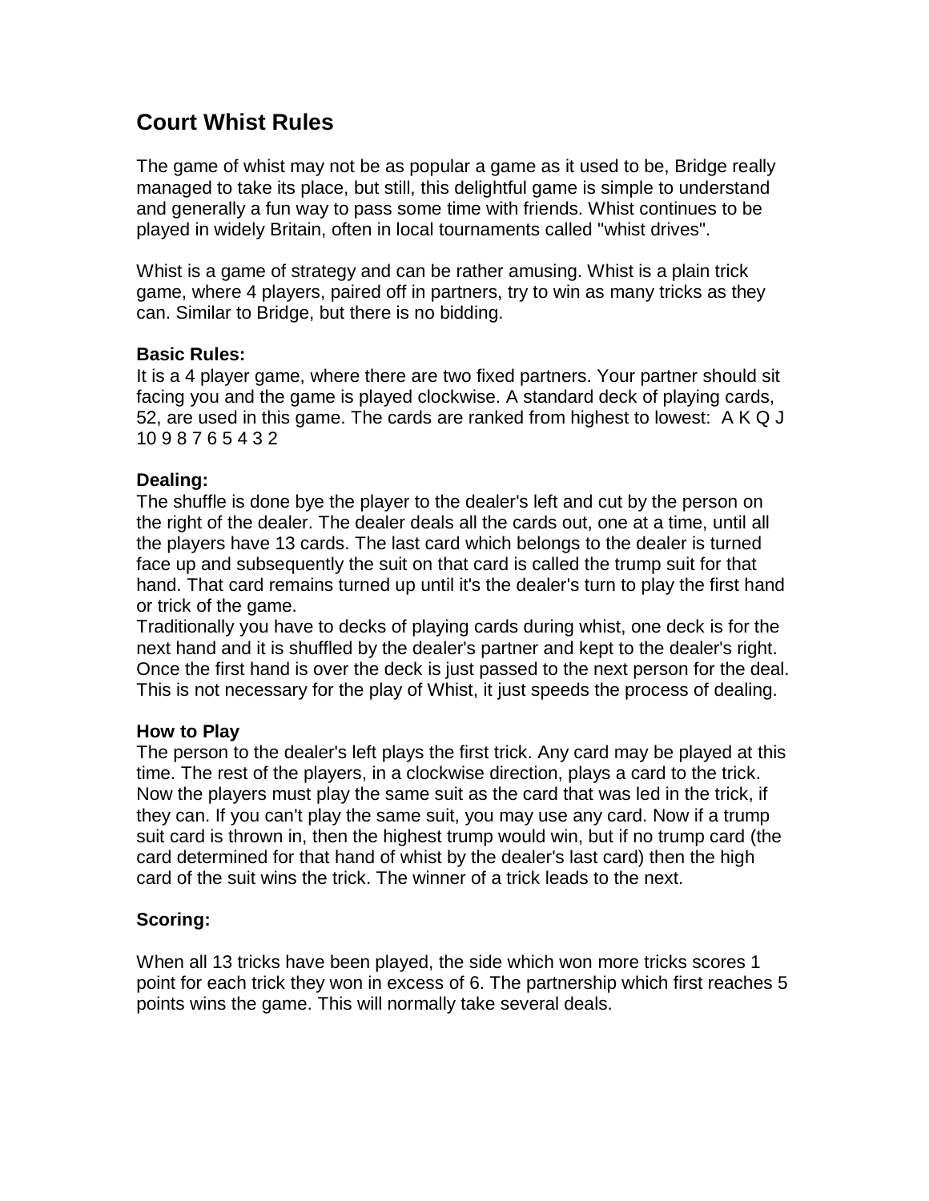# Court Whist Rules

The game of whist may not be as popular a game as it used to be, Bridge really managed to take its place, but still, this delightful game is simple to understand and generally a fun way to pass some time with friends. Whist continues to be played in widely Britain, often in local tournaments called "whist drives".

Whist is a game of strategy and can be rather amusing. Whist is a plain trick game, where 4 players, paired off in partners, try to win as many tricks as they can. Similar to Bridge, but there is no bidding.

**Basic Rules:**
It is a 4 player game, where there are two fixed partners. Your partner should sit facing you and the game is played clockwise. A standard deck of playing cards, 52, are used in this game. The cards are ranked from highest to lowest: A K Q J 10 9 8 7 6 5 4 3 2

**Dealing:**
The shuffle is done bye the player to the dealer's left and cut by the person on the right of the dealer. The dealer deals all the cards out, one at a time, until all the players have 13 cards. The last card which belongs to the dealer is turned face up and subsequently the suit on that card is called the trump suit for that hand. That card remains turned up until it's the dealer's turn to play the first hand or trick of the game.
Traditionally you have to decks of playing cards during whist, one deck is for the next hand and it is shuffled by the dealer's partner and kept to the dealer's right. Once the first hand is over the deck is just passed to the next person for the deal. This is not necessary for the play of Whist, it just speeds the process of dealing.

**How to Play**
The person to the dealer's left plays the first trick. Any card may be played at this time. The rest of the players, in a clockwise direction, plays a card to the trick. Now the players must play the same suit as the card that was led in the trick, if they can. If you can't play the same suit, you may use any card. Now if a trump suit card is thrown in, then the highest trump would win, but if no trump card (the card determined for that hand of whist by the dealer's last card) then the high card of the suit wins the trick. The winner of a trick leads to the next.

**Scoring:**

When all 13 tricks have been played, the side which won more tricks scores 1 point for each trick they won in excess of 6. The partnership which first reaches 5 points wins the game. This will normally take several deals.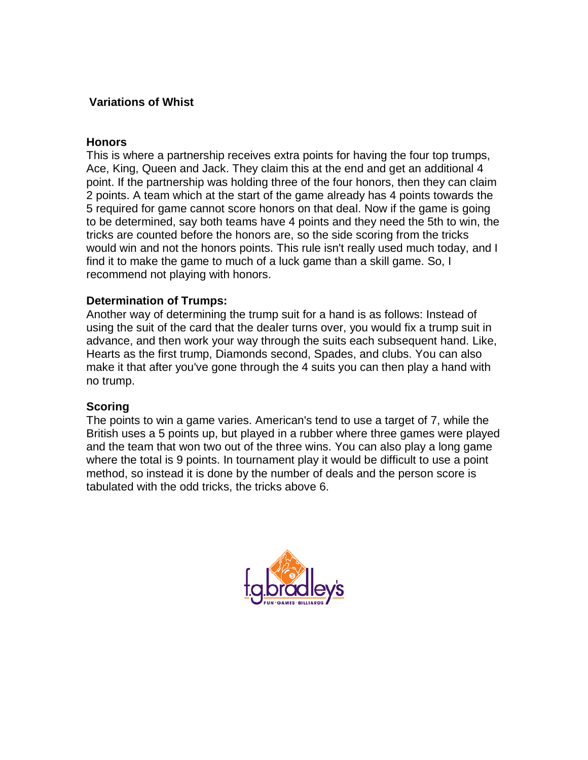## Variations of Whist

### Honors

This is where a partnership receives extra points for having the four top trumps, Ace, King, Queen and Jack. They claim this at the end and get an additional 4 point. If the partnership was holding three of the four honors, then they can claim 2 points. A team which at the start of the game already has 4 points towards the 5 required for game cannot score honors on that deal. Now if the game is going to be determined, say both teams have 4 points and they need the 5th to win, the tricks are counted before the honors are, so the side scoring from the tricks would win and not the honors points. This rule isn't really used much today, and I find it to make the game to much of a luck game than a skill game. So, I recommend not playing with honors.

### Determination of Trumps:

Another way of determining the trump suit for a hand is as follows: Instead of using the suit of the card that the dealer turns over, you would fix a trump suit in advance, and then work your way through the suits each subsequent hand. Like, Hearts as the first trump, Diamonds second, Spades, and clubs. You can also make it that after you've gone through the 4 suits you can then play a hand with no trump.

### Scoring

The points to win a game varies. American's tend to use a target of 7, while the British uses a 5 points up, but played in a rubber where three games were played and the team that won two out of the three wins. You can also play a long game where the total is 9 points. In tournament play it would be difficult to use a point method, so instead it is done by the number of deals and the person score is tabulated with the odd tricks, the tricks above 6.